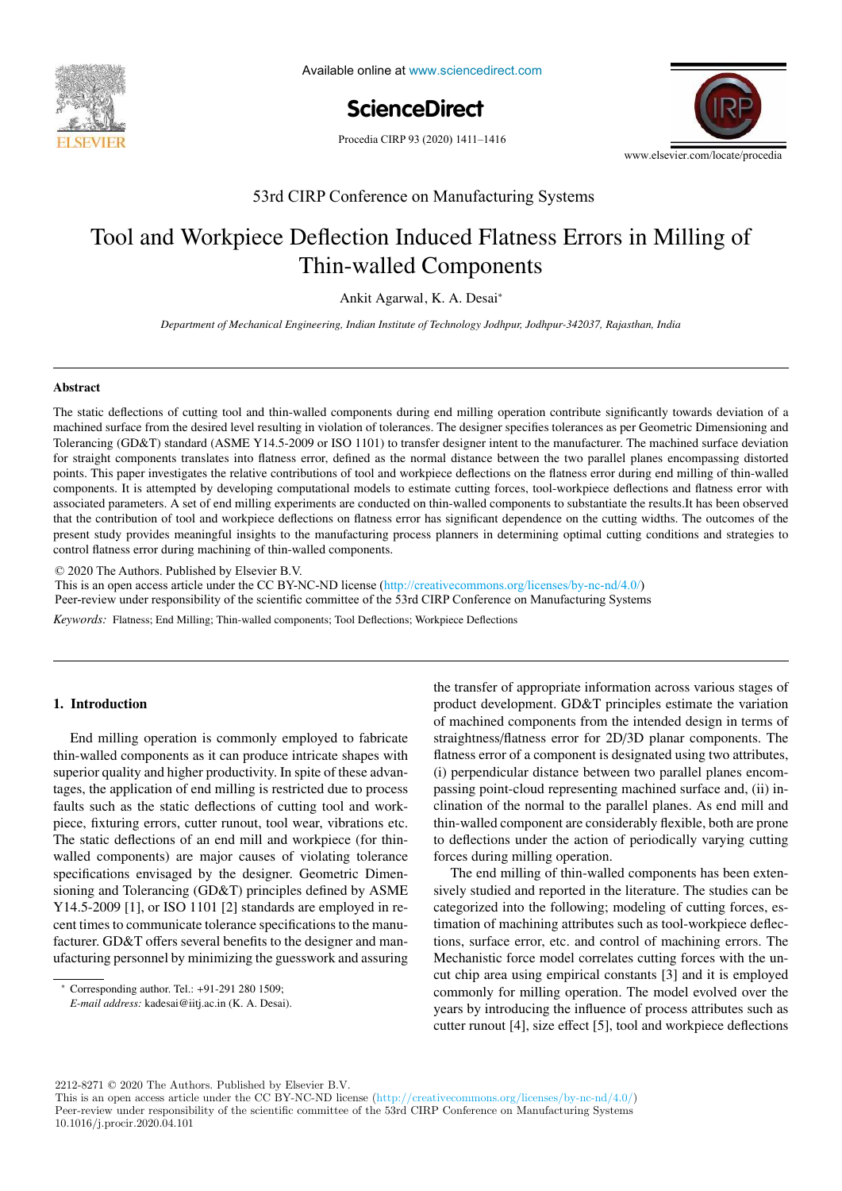53rd CIRP Conference on Manufacturing Systems

# Tool and Workpiece Deflection Induced Flatness Errors in Milling of Thin-walled Components

Ankit Agarwal, K. A. Desai*

*Department of Mechanical Engineering, Indian Institute of Technology Jodhpur, Jodhpur-342037, Rajasthan, India*

---

## Abstract

The static deflections of cutting tool and thin-walled components during end milling operation contribute significantly towards deviation of a machined surface from the desired level resulting in violation of tolerances. The designer specifies tolerances as per Geometric Dimensioning and Tolerancing (GD&T) standard (ASME Y14.5-2009 or ISO 1101) to transfer designer intent to the manufacturer. The machined surface deviation for straight components translates into flatness error, defined as the normal distance between the two parallel planes encompassing distorted points. This paper investigates the relative contributions of tool and workpiece deflections on the flatness error during end milling of thin-walled components. It is attempted by developing computational models to estimate cutting forces, tool-workpiece deflections and flatness error with associated parameters. A set of end milling experiments are conducted on thin-walled components to substantiate the results.It has been observed that the contribution of tool and workpiece deflections on flatness error has significant dependence on the cutting widths. The outcomes of the present study provides meaningful insights to the manufacturing process planners in determining optimal cutting conditions and strategies to control flatness error during machining of thin-walled components.

© 2020 The Authors. Published by Elsevier B.V.
This is an open access article under the CC BY-NC-ND license (http://creativecommons.org/licenses/by-nc-nd/4.0/)
Peer-review under responsibility of the scientific committee of the 53rd CIRP Conference on Manufacturing Systems

*Keywords:* Flatness; End Milling; Thin-walled components; Tool Deflections; Workpiece Deflections

---

## 1. Introduction

End milling operation is commonly employed to fabricate thin-walled components as it can produce intricate shapes with superior quality and higher productivity. In spite of these advantages, the application of end milling is restricted due to process faults such as the static deflections of cutting tool and workpiece, fixturing errors, cutter runout, tool wear, vibrations etc. The static deflections of an end mill and workpiece (for thin-walled components) are major causes of violating tolerance specifications envisaged by the designer. Geometric Dimensioning and Tolerancing (GD&T) principles defined by ASME Y14.5-2009 [1], or ISO 1101 [2] standards are employed in recent times to communicate tolerance specifications to the manufacturer. GD&T offers several benefits to the designer and manufacturing personnel by minimizing the guesswork and assuring the transfer of appropriate information across various stages of product development. GD&T principles estimate the variation of machined components from the intended design in terms of straightness/flatness error for 2D/3D planar components. The flatness error of a component is designated using two attributes, (i) perpendicular distance between two parallel planes encompassing point-cloud representing machined surface and, (ii) inclination of the normal to the parallel planes. As end mill and thin-walled component are considerably flexible, both are prone to deflections under the action of periodically varying cutting forces during milling operation.

The end milling of thin-walled components has been extensively studied and reported in the literature. The studies can be categorized into the following; modeling of cutting forces, estimation of machining attributes such as tool-workpiece deflections, surface error, etc. and control of machining errors. The Mechanistic force model correlates cutting forces with the uncut chip area using empirical constants [3] and it is employed commonly for milling operation. The model evolved over the years by introducing the influence of process attributes such as cutter runout [4], size effect [5], tool and workpiece deflections

---

* Corresponding author. Tel.: +91-291 280 1509;
*E-mail address:* kadesai@iitj.ac.in (K. A. Desai).

2212-8271 © 2020 The Authors. Published by Elsevier B.V.
This is an open access article under the CC BY-NC-ND license (http://creativecommons.org/licenses/by-nc-nd/4.0/)
Peer-review under responsibility of the scientific committee of the 53rd CIRP Conference on Manufacturing Systems
10.1016/j.procir.2020.04.101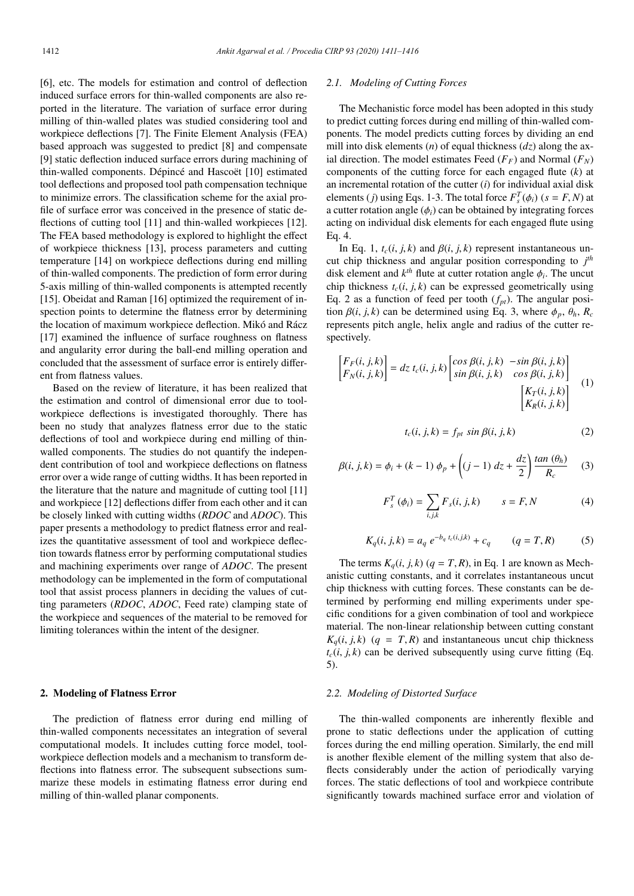[6], etc. The models for estimation and control of deflection induced surface errors for thin-walled components are also reported in the literature. The variation of surface error during milling of thin-walled plates was studied considering tool and workpiece deflections [7]. The Finite Element Analysis (FEA) based approach was suggested to predict [8] and compensate [9] static deflection induced surface errors during machining of thin-walled components. Dépincé and Hascoët [10] estimated tool deflections and proposed tool path compensation technique to minimize errors. The classification scheme for the axial profile of surface error was conceived in the presence of static deflections of cutting tool [11] and thin-walled workpieces [12]. The FEA based methodology is explored to highlight the effect of workpiece thickness [13], process parameters and cutting temperature [14] on workpiece deflections during end milling of thin-walled components. The prediction of form error during 5-axis milling of thin-walled components is attempted recently [15]. Obeidat and Raman [16] optimized the requirement of inspection points to determine the flatness error by determining the location of maximum workpiece deflection. Mikó and Rácz [17] examined the influence of surface roughness on flatness and angularity error during the ball-end milling operation and concluded that the assessment of surface error is entirely different from flatness values.

Based on the review of literature, it has been realized that the estimation and control of dimensional error due to tool-workpiece deflections is investigated thoroughly. There has been no study that analyzes flatness error due to the static deflections of tool and workpiece during end milling of thin-walled components. The studies do not quantify the independent contribution of tool and workpiece deflections on flatness error over a wide range of cutting widths. It has been reported in the literature that the nature and magnitude of cutting tool [11] and workpiece [12] deflections differ from each other and it can be closely linked with cutting widths (*RDOC* and *ADOC*). This paper presents a methodology to predict flatness error and realizes the quantitative assessment of tool and workpiece deflection towards flatness error by performing computational studies and machining experiments over range of *ADOC*. The present methodology can be implemented in the form of computational tool that assist process planners in deciding the values of cutting parameters (*RDOC*, *ADOC*, Feed rate) clamping state of the workpiece and sequences of the material to be removed for limiting tolerances within the intent of the designer.

## 2. Modeling of Flatness Error

The prediction of flatness error during end milling of thin-walled components necessitates an integration of several computational models. It includes cutting force model, tool-workpiece deflection models and a mechanism to transform deflections into flatness error. The subsequent subsections summarize these models in estimating flatness error during end milling of thin-walled planar components.

### 2.1. Modeling of Cutting Forces

The Mechanistic force model has been adopted in this study to predict cutting forces during end milling of thin-walled components. The model predicts cutting forces by dividing an end mill into disk elements ($n$) of equal thickness ($dz$) along the axial direction. The model estimates Feed ($F_F$) and Normal ($F_N$) components of the cutting force for each engaged flute ($k$) at an incremental rotation of the cutter ($i$) for individual axial disk elements ($j$) using Eqs. 1-3. The total force $F_s^T(\phi_i)$ ($s = F, N$) at a cutter rotation angle ($\phi_i$) can be obtained by integrating forces acting on individual disk elements for each engaged flute using Eq. 4.

In Eq. 1, $t_c(i, j, k)$ and $\beta(i, j, k)$ represent instantaneous uncut chip thickness and angular position corresponding to $j^{th}$ disk element and $k^{th}$ flute at cutter rotation angle $\phi_i$. The uncut chip thickness $t_c(i, j, k)$ can be expressed geometrically using Eq. 2 as a function of feed per tooth ($f_{pt}$). The angular position $\beta(i, j, k)$ can be determined using Eq. 3, where $\phi_p$, $\theta_h$, $R_c$ represents pitch angle, helix angle and radius of the cutter respectively.

$$\begin{bmatrix} F_F(i,j,k) \\ F_N(i,j,k) \end{bmatrix} = dz\ t_c(i,j,k) \begin{bmatrix} \cos\beta(i,j,k) & -\sin\beta(i,j,k) \\ \sin\beta(i,j,k) & \cos\beta(i,j,k) \end{bmatrix} \begin{bmatrix} K_T(i,j,k) \\ K_R(i,j,k) \end{bmatrix} \tag{1}$$

$$t_c(i,j,k) = f_{pt}\ \sin\beta(i,j,k) \tag{2}$$

$$\beta(i,j,k) = \phi_i + (k-1)\,\phi_p + \left((j-1)\,dz + \frac{dz}{2}\right)\frac{\tan(\theta_h)}{R_c} \tag{3}$$

$$F_s^T(\phi_i) = \sum_{i,j,k} F_s(i,j,k) \qquad s = F, N \tag{4}$$

$$K_q(i,j,k) = a_q\, e^{-b_q\, t_c(i,j,k)} + c_q \qquad (q = T, R) \tag{5}$$

The terms $K_q(i, j, k)$ ($q = T, R$), in Eq. 1 are known as Mechanistic cutting constants, and it correlates instantaneous uncut chip thickness with cutting forces. These constants can be determined by performing end milling experiments under specific conditions for a given combination of tool and workpiece material. The non-linear relationship between cutting constant $K_q(i, j, k)$ ($q = T, R$) and instantaneous uncut chip thickness $t_c(i, j, k)$ can be derived subsequently using curve fitting (Eq. 5).

### 2.2. Modeling of Distorted Surface

The thin-walled components are inherently flexible and prone to static deflections under the application of cutting forces during the end milling operation. Similarly, the end mill is another flexible element of the milling system that also deflects considerably under the action of periodically varying forces. The static deflections of tool and workpiece contribute significantly towards machined surface error and violation of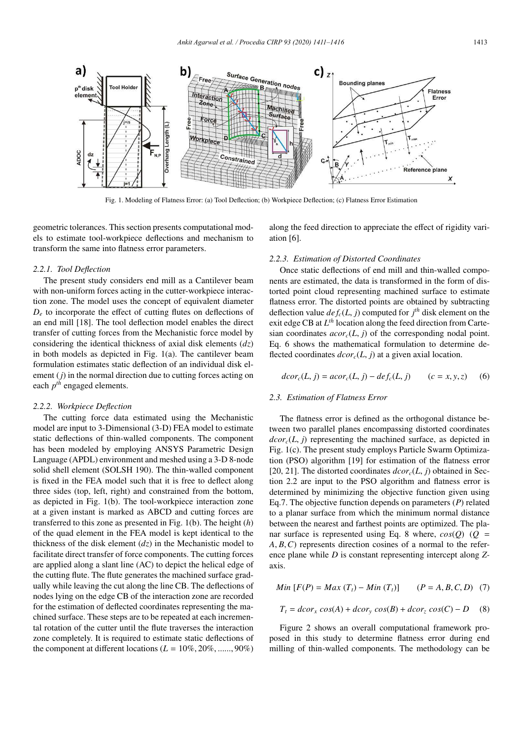Fig. 1. Modeling of Flatness Error: (a) Tool Deflection; (b) Workpiece Deflection; (c) Flatness Error Estimation

geometric tolerances. This section presents computational models to estimate tool-workpiece deflections and mechanism to transform the same into flatness error parameters.

#### 2.2.1. Tool Deflection

The present study considers end mill as a Cantilever beam with non-uniform forces acting in the cutter-workpiece interaction zone. The model uses the concept of equivalent diameter $D_e$ to incorporate the effect of cutting flutes on deflections of an end mill [18]. The tool deflection model enables the direct transfer of cutting forces from the Mechanistic force model by considering the identical thickness of axial disk elements ($dz$) in both models as depicted in Fig. 1(a). The cantilever beam formulation estimates static deflection of an individual disk element ($j$) in the normal direction due to cutting forces acting on each $p^{th}$ engaged elements.

#### 2.2.2. Workpiece Deflection

The cutting force data estimated using the Mechanistic model are input to 3-Dimensional (3-D) FEA model to estimate static deflections of thin-walled components. The component has been modeled by employing ANSYS Parametric Design Language (APDL) environment and meshed using a 3-D 8-node solid shell element (SOLSH 190). The thin-walled component is fixed in the FEA model such that it is free to deflect along three sides (top, left, right) and constrained from the bottom, as depicted in Fig. 1(b). The tool-workpiece interaction zone at a given instant is marked as ABCD and cutting forces are transferred to this zone as presented in Fig. 1(b). The height ($h$) of the quad element in the FEA model is kept identical to the thickness of the disk element ($dz$) in the Mechanistic model to facilitate direct transfer of force components. The cutting forces are applied along a slant line (AC) to depict the helical edge of the cutting flute. The flute generates the machined surface gradually while leaving the cut along the line CB. The deflections of nodes lying on the edge CB of the interaction zone are recorded for the estimation of deflected coordinates representing the machined surface. These steps are to be repeated at each incremental rotation of the cutter until the flute traverses the interaction zone completely. It is required to estimate static deflections of the component at different locations ($L = 10\%, 20\%, ......, 90\%$) along the feed direction to appreciate the effect of rigidity variation [6].

#### 2.2.3. Estimation of Distorted Coordinates

Once static deflections of end mill and thin-walled components are estimated, the data is transformed in the form of distorted point cloud representing machined surface to estimate flatness error. The distorted points are obtained by subtracting deflection value $def_c(L, j)$ computed for $j^{th}$ disk element on the exit edge CB at $L^{th}$ location along the feed direction from Cartesian coordinates $acor_c(L, j)$ of the corresponding nodal point. Eq. 6 shows the mathematical formulation to determine deflected coordinates $dcor_c(L, j)$ at a given axial location.

$$dcor_c(L, j) = acor_c(L, j) - def_c(L, j) \qquad (c = x, y, z) \quad (6)$$

### 2.3. Estimation of Flatness Error

The flatness error is defined as the orthogonal distance between two parallel planes encompassing distorted coordinates $dcor_c(L, j)$ representing the machined surface, as depicted in Fig. 1(c). The present study employs Particle Swarm Optimization (PSO) algorithm [19] for estimation of the flatness error [20, 21]. The distorted coordinates $dcor_c(L, j)$ obtained in Section 2.2 are input to the PSO algorithm and flatness error is determined by minimizing the objective function given using Eq.7. The objective function depends on parameters ($P$) related to a planar surface from which the minimum normal distance between the nearest and farthest points are optimized. The planar surface is represented using Eq. 8 where, $cos(Q)$ ($Q = A, B, C$) represents direction cosines of a normal to the reference plane while $D$ is constant representing intercept along $Z$-axis.

$$Min\ [F(P) = Max\ (T_t) - Min\ (T_t)] \qquad (P = A, B, C, D) \quad (7)$$

$$T_t = dcor_x\ cos(A) + dcor_y\ cos(B) + dcor_z\ cos(C) - D \quad (8)$$

Figure 2 shows an overall computational framework proposed in this study to determine flatness error during end milling of thin-walled components. The methodology can be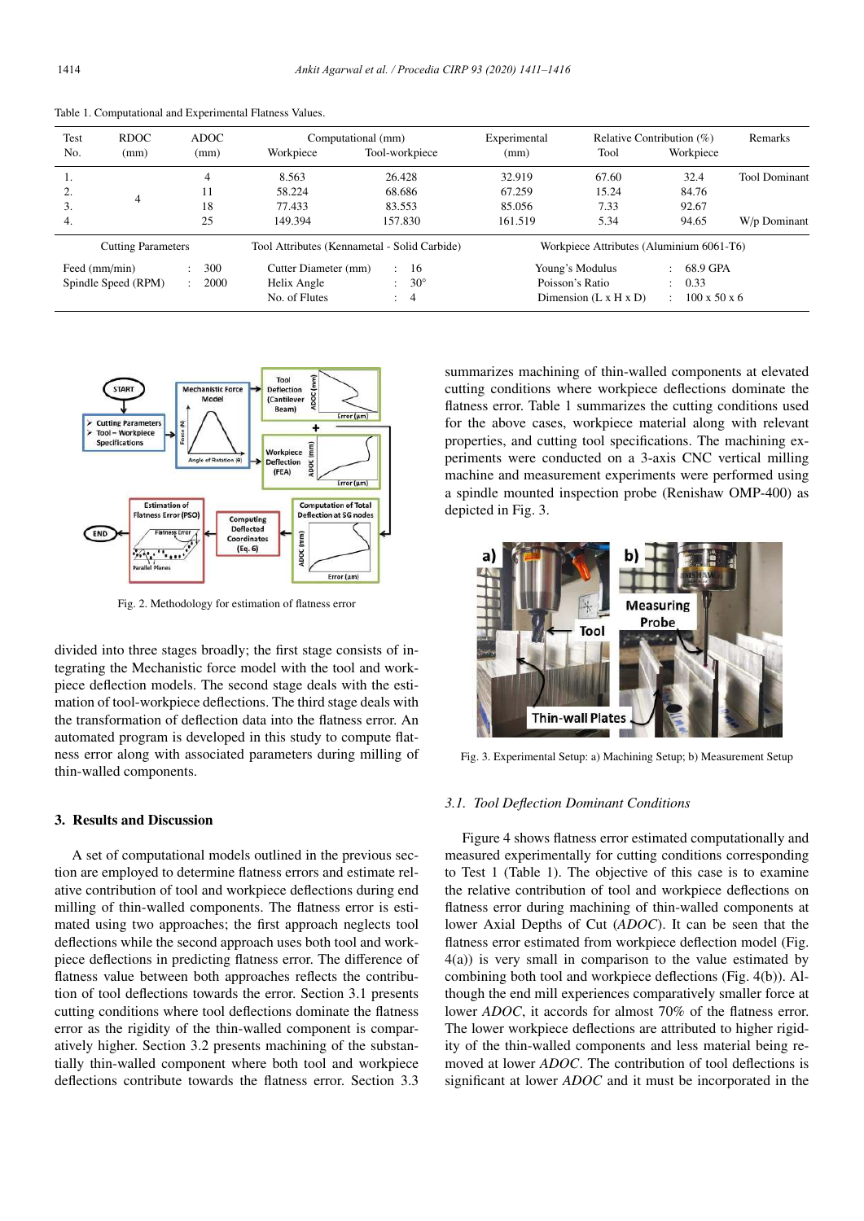Table 1. Computational and Experimental Flatness Values.

| Test No. | RDOC (mm) | ADOC (mm) | Computational (mm) | | Experimental (mm) | Relative Contribution (%) | | Remarks |
|---|---|---|---|---|---|---|---|---|
| | | | Workpiece | Tool-workpiece | | Tool | Workpiece | |
| 1. | 4 | 4 | 8.563 | 26.428 | 32.919 | 67.60 | 32.4 | Tool Dominant |
| 2. | | 11 | 58.224 | 68.686 | 67.259 | 15.24 | 84.76 | |
| 3. | | 18 | 77.433 | 83.553 | 85.056 | 7.33 | 92.67 | |
| 4. | | 25 | 149.394 | 157.830 | 161.519 | 5.34 | 94.65 | W/p Dominant |

| Cutting Parameters | | Tool Attributes (Kennametal - Solid Carbide) | | Workpiece Attributes (Aluminium 6061-T6) | |
|---|---|---|---|---|---|
| Feed (mm/min) | : 300 | Cutter Diameter (mm) | : 16 | Young's Modulus | : 68.9 GPA |
| Spindle Speed (RPM) | : 2000 | Helix Angle | : 30° | Poisson's Ratio | : 0.33 |
| | | No. of Flutes | : 4 | Dimension (L x H x D) | : 100 x 50 x 6 |

Fig. 2. Methodology for estimation of flatness error

divided into three stages broadly; the first stage consists of integrating the Mechanistic force model with the tool and workpiece deflection models. The second stage deals with the estimation of tool-workpiece deflections. The third stage deals with the transformation of deflection data into the flatness error. An automated program is developed in this study to compute flatness error along with associated parameters during milling of thin-walled components.

## 3. Results and Discussion

A set of computational models outlined in the previous section are employed to determine flatness errors and estimate relative contribution of tool and workpiece deflections during end milling of thin-walled components. The flatness error is estimated using two approaches; the first approach neglects tool deflections while the second approach uses both tool and workpiece deflections in predicting flatness error. The difference of flatness value between both approaches reflects the contribution of tool deflections towards the error. Section 3.1 presents cutting conditions where tool deflections dominate the flatness error as the rigidity of the thin-walled component is comparatively higher. Section 3.2 presents machining of the substantially thin-walled component where both tool and workpiece deflections contribute towards the flatness error. Section 3.3 summarizes machining of thin-walled components at elevated cutting conditions where workpiece deflections dominate the flatness error. Table 1 summarizes the cutting conditions used for the above cases, workpiece material along with relevant properties, and cutting tool specifications. The machining experiments were conducted on a 3-axis CNC vertical milling machine and measurement experiments were performed using a spindle mounted inspection probe (Renishaw OMP-400) as depicted in Fig. 3.

Fig. 3. Experimental Setup: a) Machining Setup; b) Measurement Setup

### 3.1. Tool Deflection Dominant Conditions

Figure 4 shows flatness error estimated computationally and measured experimentally for cutting conditions corresponding to Test 1 (Table 1). The objective of this case is to examine the relative contribution of tool and workpiece deflections on flatness error during machining of thin-walled components at lower Axial Depths of Cut (*ADOC*). It can be seen that the flatness error estimated from workpiece deflection model (Fig. 4(a)) is very small in comparison to the value estimated by combining both tool and workpiece deflections (Fig. 4(b)). Although the end mill experiences comparatively smaller force at lower *ADOC*, it accords for almost 70% of the flatness error. The lower workpiece deflections are attributed to higher rigidity of the thin-walled components and less material being removed at lower *ADOC*. The contribution of tool deflections is significant at lower *ADOC* and it must be incorporated in the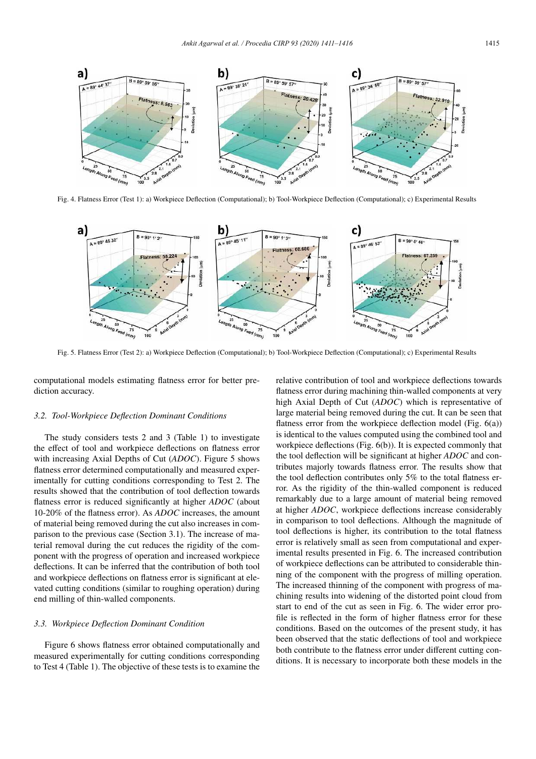a)

A = 89° 44' 37"

B = 89° 59' 56"

Flatness: 8.563

Length Along Feed (mm)

Axial Depth (mm)

Deviation (µm)

b)

A = 89° 38' 21"

B = 89° 59' 57"

Flatness: 20.428

c)

A = 89° 34' 59"

B = 89° 58' 57"

Flatness: 32.918

Fig. 4. Flatness Error (Test 1): a) Workpiece Deflection (Computational); b) Tool-Workpiece Deflection (Computational); c) Experimental Results

a)

A = 89° 46' 32"

B = 90° 1' 2"

Flatness: 55.224

b)

A = 89° 45' 11"

B = 90° 1' 3"

Flatness: 68.686

c)

A = 89° 46' 53"

B = 90° 0' 46"

Flatness: 67.259

Fig. 5. Flatness Error (Test 2): a) Workpiece Deflection (Computational); b) Tool-Workpiece Deflection (Computational); c) Experimental Results

computational models estimating flatness error for better prediction accuracy.

### 3.2. Tool-Workpiece Deflection Dominant Conditions

The study considers tests 2 and 3 (Table 1) to investigate the effect of tool and workpiece deflections on flatness error with increasing Axial Depths of Cut (*ADOC*). Figure 5 shows flatness error determined computationally and measured experimentally for cutting conditions corresponding to Test 2. The results showed that the contribution of tool deflection towards flatness error is reduced significantly at higher *ADOC* (about 10-20% of the flatness error). As *ADOC* increases, the amount of material being removed during the cut also increases in comparison to the previous case (Section 3.1). The increase of material removal during the cut reduces the rigidity of the component with the progress of operation and increased workpiece deflections. It can be inferred that the contribution of both tool and workpiece deflections on flatness error is significant at elevated cutting conditions (similar to roughing operation) during end milling of thin-walled components.

### 3.3. Workpiece Deflection Dominant Condition

Figure 6 shows flatness error obtained computationally and measured experimentally for cutting conditions corresponding to Test 4 (Table 1). The objective of these tests is to examine the relative contribution of tool and workpiece deflections towards flatness error during machining thin-walled components at very high Axial Depth of Cut (*ADOC*) which is representative of large material being removed during the cut. It can be seen that flatness error from the workpiece deflection model (Fig. 6(a)) is identical to the values computed using the combined tool and workpiece deflections (Fig. 6(b)). It is expected commonly that the tool deflection will be significant at higher *ADOC* and contributes majorly towards flatness error. The results show that the tool deflection contributes only 5% to the total flatness error. As the rigidity of the thin-walled component is reduced remarkably due to a large amount of material being removed at higher *ADOC*, workpiece deflections increase considerably in comparison to tool deflections. Although the magnitude of tool deflections is higher, its contribution to the total flatness error is relatively small as seen from computational and experimental results presented in Fig. 6. The increased contribution of workpiece deflections can be attributed to considerable thinning of the component with the progress of milling operation. The increased thinning of the component with progress of machining results into widening of the distorted point cloud from start to end of the cut as seen in Fig. 6. The wider error profile is reflected in the form of higher flatness error for these conditions. Based on the outcomes of the present study, it has been observed that the static deflections of tool and workpiece both contribute to the flatness error under different cutting conditions. It is necessary to incorporate both these models in the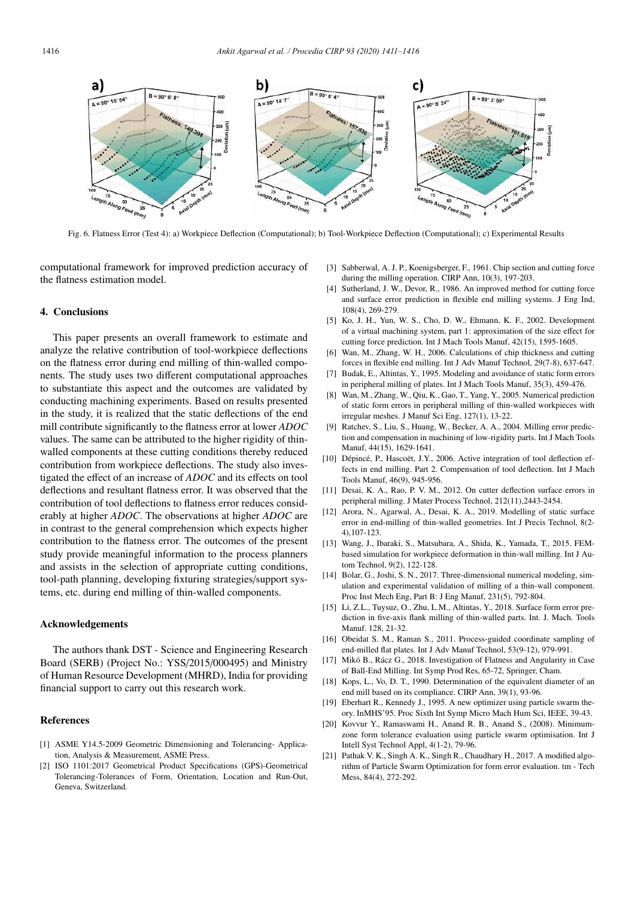a)

A = 90° 16' 54"

B = 90° 6' 8"

Flatness: 149.394

b)

A = 90° 14' 7"

B = 90° 6' 4"

Flatness: 157.830

c)

A = 90° 8' 24"

B = 90° 3' 58"

Flatness: 161.519

Deviation (µm)

Length Along Feed (mm)

Axial Depth (mm)

Fig. 6. Flatness Error (Test 4): a) Workpiece Deflection (Computational); b) Tool-Workpiece Deflection (Computational); c) Experimental Results

computational framework for improved prediction accuracy of the flatness estimation model.

## 4. Conclusions

This paper presents an overall framework to estimate and analyze the relative contribution of tool-workpiece deflections on the flatness error during end milling of thin-walled components. The study uses two different computational approaches to substantiate this aspect and the outcomes are validated by conducting machining experiments. Based on results presented in the study, it is realized that the static deflections of the end mill contribute significantly to the flatness error at lower *ADOC* values. The same can be attributed to the higher rigidity of thin-walled components at these cutting conditions thereby reduced contribution from workpiece deflections. The study also investigated the effect of an increase of *ADOC* and its effects on tool deflections and resultant flatness error. It was observed that the contribution of tool deflections to flatness error reduces considerably at higher *ADOC*. The observations at higher *ADOC* are in contrast to the general comprehension which expects higher contribution to the flatness error. The outcomes of the present study provide meaningful information to the process planners and assists in the selection of appropriate cutting conditions, tool-path planning, developing fixturing strategies/support systems, etc. during end milling of thin-walled components.

## Acknowledgements

The authors thank DST - Science and Engineering Research Board (SERB) (Project No.: YSS/2015/000495) and Ministry of Human Resource Development (MHRD), India for providing financial support to carry out this research work.

## References

[1] ASME Y14.5-2009 Geometric Dimensioning and Tolerancing- Application, Analysis & Measurement, ASME Press.

[2] ISO 1101:2017 Geometrical Product Specifications (GPS)-Geometrical Tolerancing-Tolerances of Form, Orientation, Location and Run-Out, Geneva, Switzerland.

[3] Sabberwal, A. J. P., Koenigsberger, F., 1961. Chip section and cutting force during the milling operation. CIRP Ann, 10(3), 197-203.

[4] Sutherland, J. W., Devor, R., 1986. An improved method for cutting force and surface error prediction in flexible end milling systems. J Eng Ind, 108(4), 269-279.

[5] Ko, J. H., Yun, W. S., Cho, D. W., Ehmann, K. F., 2002. Development of a virtual machining system, part 1: approximation of the size effect for cutting force prediction. Int J Mach Tools Manuf, 42(15), 1595-1605.

[6] Wan, M., Zhang, W. H., 2006. Calculations of chip thickness and cutting forces in flexible end milling. Int J Adv Manuf Technol, 29(7-8), 637-647.

[7] Budak, E., Altintas, Y., 1995. Modeling and avoidance of static form errors in peripheral milling of plates. Int J Mach Tools Manuf, 35(3), 459-476.

[8] Wan, M., Zhang, W., Qiu, K., Gao, T., Yang, Y., 2005. Numerical prediction of static form errors in peripheral milling of thin-walled workpieces with irregular meshes. J Manuf Sci Eng, 127(1), 13-22.

[9] Ratchev, S., Liu, S., Huang, W., Becker, A. A., 2004. Milling error prediction and compensation in machining of low-rigidity parts. Int J Mach Tools Manuf, 44(15), 1629-1641.

[10] Dépincé, P., Hascoët, J.Y., 2006. Active integration of tool deflection effects in end milling. Part 2. Compensation of tool deflection. Int J Mach Tools Manuf, 46(9), 945-956.

[11] Desai, K. A., Rao, P. V. M., 2012. On cutter deflection surface errors in peripheral milling. J Mater Process Technol, 212(11),2443-2454.

[12] Arora, N., Agarwal, A., Desai, K. A., 2019. Modelling of static surface error in end-milling of thin-walled geometries. Int J Precis Technol, 8(2-4),107-123.

[13] Wang, J., Ibaraki, S., Matsubara, A., Shida, K., Yamada, T., 2015. FEM-based simulation for workpiece deformation in thin-wall milling. Int J Autom Technol, 9(2), 122-128.

[14] Bolar, G., Joshi, S. N., 2017. Three-dimensional numerical modeling, simulation and experimental validation of milling of a thin-wall component. Proc Inst Mech Eng, Part B: J Eng Manuf, 231(5), 792-804.

[15] Li, Z.L., Tuysuz, O., Zhu, L.M., Altintas, Y., 2018. Surface form error prediction in five-axis flank milling of thin-walled parts. Int. J. Mach. Tools Manuf. 128, 21-32.

[16] Obeidat S. M., Raman S., 2011. Process-guided coordinate sampling of end-milled flat plates. Int J Adv Manuf Technol, 53(9-12), 979-991.

[17] Mikó B., Rácz G., 2018. Investigation of Flatness and Angularity in Case of Ball-End Milling. Int Symp Prod Res, 65-72, Springer, Cham.

[18] Kops, L., Vo, D. T., 1990. Determination of the equivalent diameter of an end mill based on its compliance. CIRP Ann, 39(1), 93-96.

[19] Eberhart R., Kennedy J., 1995. A new optimizer using particle swarm theory. InMHS'95. Proc Sixth Int Symp Micro Mach Hum Sci, IEEE, 39-43.

[20] Kovvur Y., Ramaswami H., Anand R. B., Anand S., (2008). Minimum-zone form tolerance evaluation using particle swarm optimisation. Int J Intell Syst Technol Appl, 4(1-2), 79-96.

[21] Pathak V. K., Singh A. K., Singh R., Chaudhary H., 2017. A modified algorithm of Particle Swarm Optimization for form error evaluation. tm - Tech Mess, 84(4), 272-292.